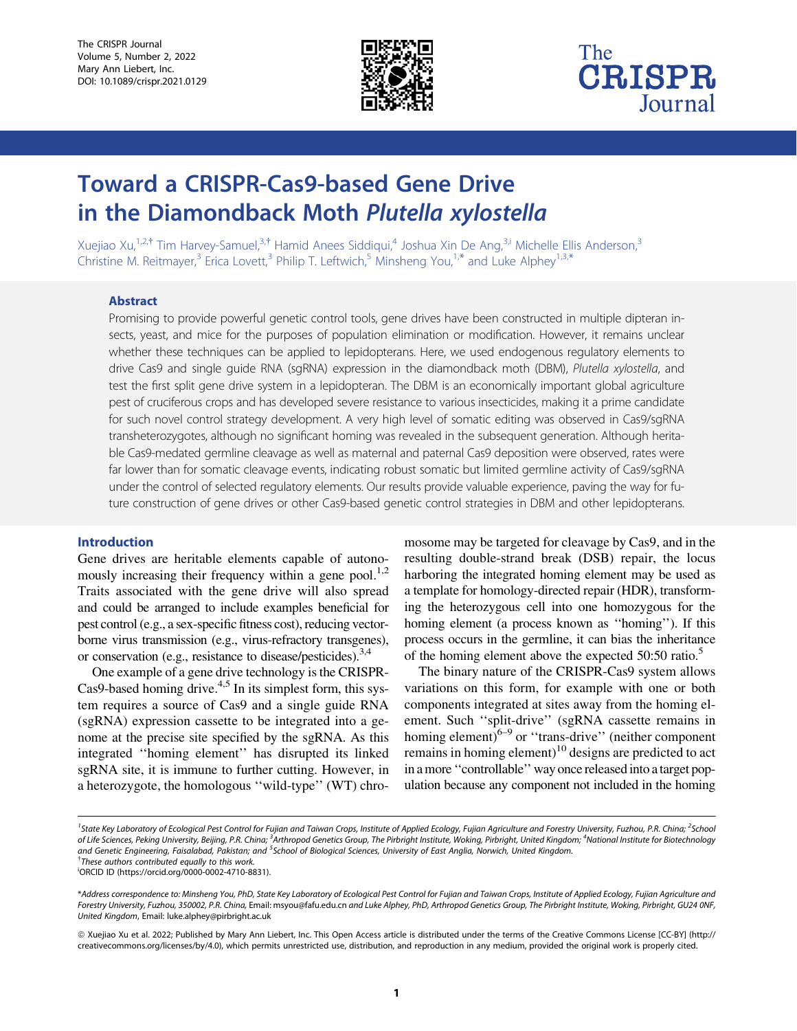# Toward a CRISPR-Cas9-based Gene Drive in the Diamondback Moth *Plutella xylostella*

Xuejiao Xu,[1,2,†] Tim Harvey-Samuel,[3,†] Hamid Anees Siddiqui,[4] Joshua Xin De Ang,[3,i] Michelle Ellis Anderson,[3] Christine M. Reitmayer,[3] Erica Lovett,[3] Philip T. Leftwich,[5] Minsheng You,[1,*] and Luke Alphey[1,3,*]

## Abstract

Promising to provide powerful genetic control tools, gene drives have been constructed in multiple dipteran insects, yeast, and mice for the purposes of population elimination or modification. However, it remains unclear whether these techniques can be applied to lepidopterans. Here, we used endogenous regulatory elements to drive Cas9 and single guide RNA (sgRNA) expression in the diamondback moth (DBM), *Plutella xylostella*, and test the first split gene drive system in a lepidopteran. The DBM is an economically important global agriculture pest of cruciferous crops and has developed severe resistance to various insecticides, making it a prime candidate for such novel control strategy development. A very high level of somatic editing was observed in Cas9/sgRNA transheterozygotes, although no significant homing was revealed in the subsequent generation. Although heritable Cas9-medated germline cleavage as well as maternal and paternal Cas9 deposition were observed, rates were far lower than for somatic cleavage events, indicating robust somatic but limited germline activity of Cas9/sgRNA under the control of selected regulatory elements. Our results provide valuable experience, paving the way for future construction of gene drives or other Cas9-based genetic control strategies in DBM and other lepidopterans.

## Introduction

Gene drives are heritable elements capable of autonomously increasing their frequency within a gene pool.[1,2] Traits associated with the gene drive will also spread and could be arranged to include examples beneficial for pest control (e.g., a sex-specific fitness cost), reducing vector-borne virus transmission (e.g., virus-refractory transgenes), or conservation (e.g., resistance to disease/pesticides).[3,4]

One example of a gene drive technology is the CRISPR-Cas9-based homing drive.[4,5] In its simplest form, this system requires a source of Cas9 and a single guide RNA (sgRNA) expression cassette to be integrated into a genome at the precise site specified by the sgRNA. As this integrated ''homing element'' has disrupted its linked sgRNA site, it is immune to further cutting. However, in a heterozygote, the homologous ''wild-type'' (WT) chromosome may be targeted for cleavage by Cas9, and in the resulting double-strand break (DSB) repair, the locus harboring the integrated homing element may be used as a template for homology-directed repair (HDR), transforming the heterozygous cell into one homozygous for the homing element (a process known as ''homing''). If this process occurs in the germline, it can bias the inheritance of the homing element above the expected 50:50 ratio.[5]

The binary nature of the CRISPR-Cas9 system allows variations on this form, for example with one or both components integrated at sites away from the homing element. Such ''split-drive'' (sgRNA cassette remains in homing element)[6–9] or ''trans-drive'' (neither component remains in homing element)[10] designs are predicted to act in a more ''controllable'' way once released into a target population because any component not included in the homing

---

[1]State Key Laboratory of Ecological Pest Control for Fujian and Taiwan Crops, Institute of Applied Ecology, Fujian Agriculture and Forestry University, Fuzhou, P.R. China; [2]School of Life Sciences, Peking University, Beijing, P.R. China; [3]Arthropod Genetics Group, The Pirbright Institute, Woking, Pirbright, United Kingdom; [4]National Institute for Biotechnology and Genetic Engineering, Faisalabad, Pakistan; and [5]School of Biological Sciences, University of East Anglia, Norwich, United Kingdom.

[†]These authors contributed equally to this work.

[i]ORCID ID (https://orcid.org/0000-0002-4710-8831).

*Address correspondence to: Minsheng You, PhD, State Key Laboratory of Ecological Pest Control for Fujian and Taiwan Crops, Institute of Applied Ecology, Fujian Agriculture and Forestry University, Fuzhou, 350002, P.R. China, Email: msyou@fafu.edu.cn and Luke Alphey, PhD, Arthropod Genetics Group, The Pirbright Institute, Woking, Pirbright, GU24 0NF, United Kingdom, Email: luke.alphey@pirbright.ac.uk

© Xuejiao Xu et al. 2022; Published by Mary Ann Liebert, Inc. This Open Access article is distributed under the terms of the Creative Commons License [CC-BY] (http://creativecommons.org/licenses/by/4.0), which permits unrestricted use, distribution, and reproduction in any medium, provided the original work is properly cited.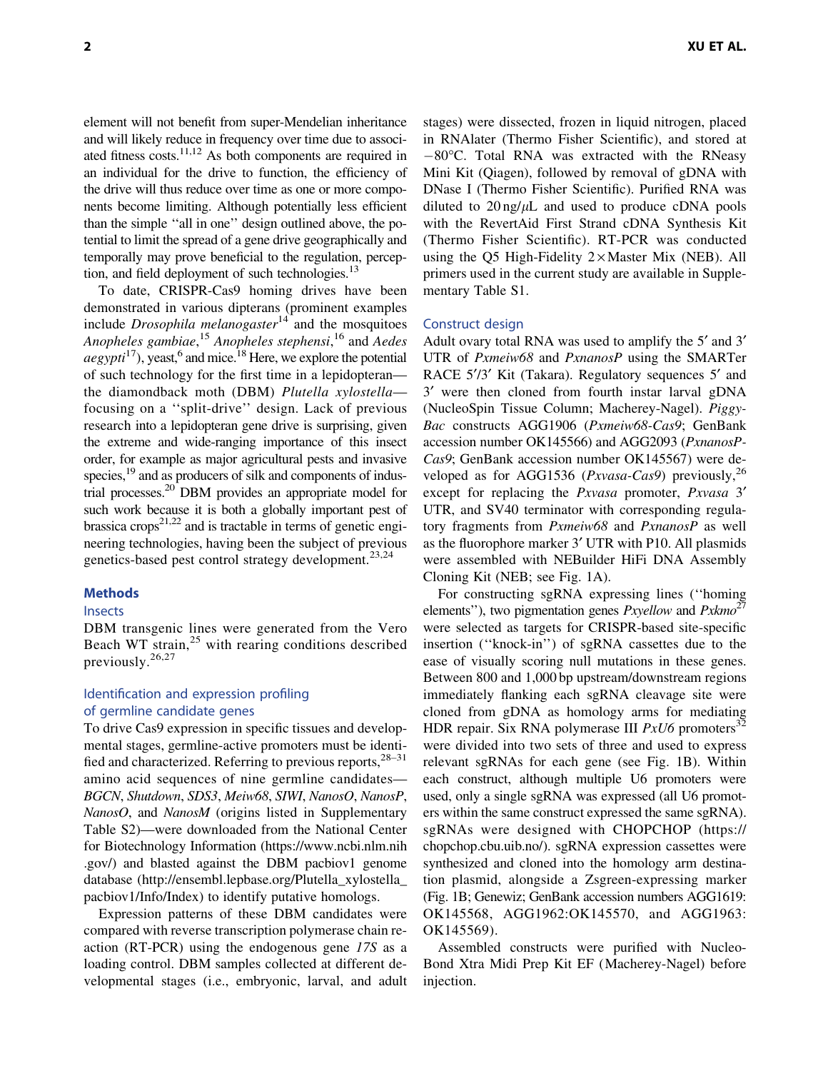element will not benefit from super-Mendelian inheritance and will likely reduce in frequency over time due to associated fitness costs.[11,12] As both components are required in an individual for the drive to function, the efficiency of the drive will thus reduce over time as one or more components become limiting. Although potentially less efficient than the simple ''all in one'' design outlined above, the potential to limit the spread of a gene drive geographically and temporally may prove beneficial to the regulation, perception, and field deployment of such technologies.[13]

To date, CRISPR-Cas9 homing drives have been demonstrated in various dipterans (prominent examples include *Drosophila melanogaster*[14] and the mosquitoes *Anopheles gambiae*,[15] *Anopheles stephensi*,[16] and *Aedes aegypti*[17]), yeast,[6] and mice.[18] Here, we explore the potential of such technology for the first time in a lepidopteran—the diamondback moth (DBM) *Plutella xylostella*—focusing on a ''split-drive'' design. Lack of previous research into a lepidopteran gene drive is surprising, given the extreme and wide-ranging importance of this insect order, for example as major agricultural pests and invasive species,[19] and as producers of silk and components of industrial processes.[20] DBM provides an appropriate model for such work because it is both a globally important pest of brassica crops[21,22] and is tractable in terms of genetic engineering technologies, having been the subject of previous genetics-based pest control strategy development.[23,24]

## Methods

### Insects

DBM transgenic lines were generated from the Vero Beach WT strain,[25] with rearing conditions described previously.[26,27]

### Identification and expression profiling of germline candidate genes

To drive Cas9 expression in specific tissues and developmental stages, germline-active promoters must be identified and characterized. Referring to previous reports,[28–31] amino acid sequences of nine germline candidates—*BGCN*, *Shutdown*, *SDS3*, *Meiw68*, *SIWI*, *NanosO*, *NanosP*, *NanosO*, and *NanosM* (origins listed in Supplementary Table S2)—were downloaded from the National Center for Biotechnology Information (https://www.ncbi.nlm.nih.gov/) and blasted against the DBM pacbiov1 genome database (http://ensembl.lepbase.org/Plutella_xylostella_pacbiov1/Info/Index) to identify putative homologs.

Expression patterns of these DBM candidates were compared with reverse transcription polymerase chain reaction (RT-PCR) using the endogenous gene *17S* as a loading control. DBM samples collected at different developmental stages (i.e., embryonic, larval, and adult stages) were dissected, frozen in liquid nitrogen, placed in RNAlater (Thermo Fisher Scientific), and stored at −80°C. Total RNA was extracted with the RNeasy Mini Kit (Qiagen), followed by removal of gDNA with DNase I (Thermo Fisher Scientific). Purified RNA was diluted to 20 ng/$\mu$L and used to produce cDNA pools with the RevertAid First Strand cDNA Synthesis Kit (Thermo Fisher Scientific). RT-PCR was conducted using the Q5 High-Fidelity 2×Master Mix (NEB). All primers used in the current study are available in Supplementary Table S1.

### Construct design

Adult ovary total RNA was used to amplify the 5′ and 3′ UTR of *Pxmeiw68* and *PxnanosP* using the SMARTer RACE 5′/3′ Kit (Takara). Regulatory sequences 5′ and 3′ were then cloned from fourth instar larval gDNA (NucleoSpin Tissue Column; Macherey-Nagel). *PiggyBac* constructs AGG1906 (*Pxmeiw68-Cas9*; GenBank accession number OK145566) and AGG2093 (*PxnanosP-Cas9*; GenBank accession number OK145567) were developed as for AGG1536 (*Pxvasa-Cas9*) previously,[26] except for replacing the *Pxvasa* promoter, *Pxvasa* 3′ UTR, and SV40 terminator with corresponding regulatory fragments from *Pxmeiw68* and *PxnanosP* as well as the fluorophore marker 3′ UTR with P10. All plasmids were assembled with NEBuilder HiFi DNA Assembly Cloning Kit (NEB; see Fig. 1A).

For constructing sgRNA expressing lines (''homing elements''), two pigmentation genes *Pxyellow* and *Pxkmo*[27] were selected as targets for CRISPR-based site-specific insertion (''knock-in'') of sgRNA cassettes due to the ease of visually scoring null mutations in these genes. Between 800 and 1,000 bp upstream/downstream regions immediately flanking each sgRNA cleavage site were cloned from gDNA as homology arms for mediating HDR repair. Six RNA polymerase III *PxU6* promoters[32] were divided into two sets of three and used to express relevant sgRNAs for each gene (see Fig. 1B). Within each construct, although multiple U6 promoters were used, only a single sgRNA was expressed (all U6 promoters within the same construct expressed the same sgRNA). sgRNAs were designed with CHOPCHOP (https://chopchop.cbu.uib.no/). sgRNA expression cassettes were synthesized and cloned into the homology arm destination plasmid, alongside a Zsgreen-expressing marker (Fig. 1B; Genewiz; GenBank accession numbers AGG1619: OK145568, AGG1962:OK145570, and AGG1963: OK145569).

Assembled constructs were purified with NucleoBond Xtra Midi Prep Kit EF (Macherey-Nagel) before injection.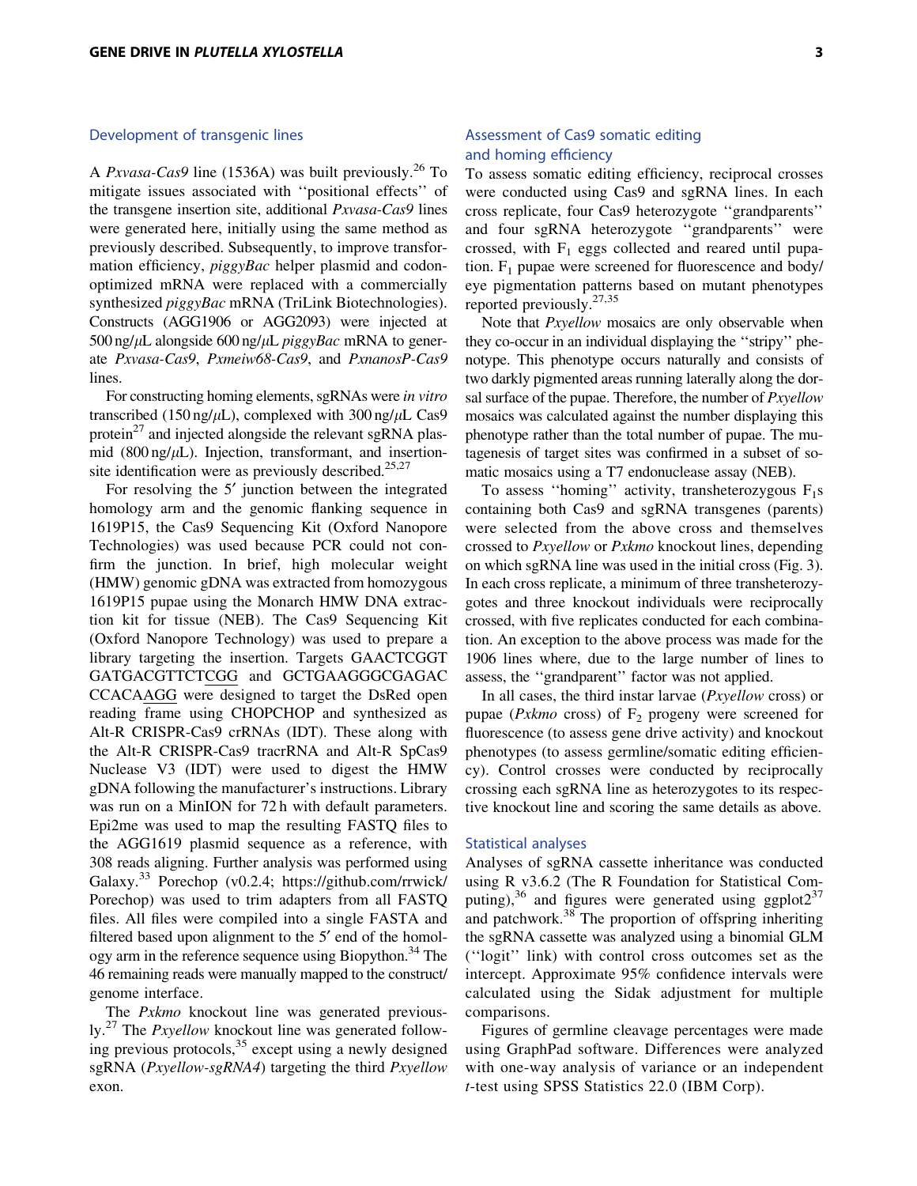### Development of transgenic lines

A *Pxvasa-Cas9* line (1536A) was built previously.[26] To mitigate issues associated with ''positional effects'' of the transgene insertion site, additional *Pxvasa-Cas9* lines were generated here, initially using the same method as previously described. Subsequently, to improve transformation efficiency, *piggyBac* helper plasmid and codon-optimized mRNA were replaced with a commercially synthesized *piggyBac* mRNA (TriLink Biotechnologies). Constructs (AGG1906 or AGG2093) were injected at 500 ng/$\mu$L alongside 600 ng/$\mu$L *piggyBac* mRNA to generate *Pxvasa-Cas9*, *Pxmeiw68-Cas9*, and *PxnanosP-Cas9* lines.

For constructing homing elements, sgRNAs were *in vitro* transcribed (150 ng/$\mu$L), complexed with 300 ng/$\mu$L Cas9 protein[27] and injected alongside the relevant sgRNA plasmid (800 ng/$\mu$L). Injection, transformant, and insertion-site identification were as previously described.[25,27]

For resolving the 5′ junction between the integrated homology arm and the genomic flanking sequence in 1619P15, the Cas9 Sequencing Kit (Oxford Nanopore Technologies) was used because PCR could not confirm the junction. In brief, high molecular weight (HMW) genomic gDNA was extracted from homozygous 1619P15 pupae using the Monarch HMW DNA extraction kit for tissue (NEB). The Cas9 Sequencing Kit (Oxford Nanopore Technology) was used to prepare a library targeting the insertion. Targets GAACTCGGT GATGACGTTCT<u>CGG</u> and GCTGAAGGGCGAGAC CCACA<u>AGG</u> were designed to target the DsRed open reading frame using CHOPCHOP and synthesized as Alt-R CRISPR-Cas9 crRNAs (IDT). These along with the Alt-R CRISPR-Cas9 tracrRNA and Alt-R SpCas9 Nuclease V3 (IDT) were used to digest the HMW gDNA following the manufacturer's instructions. Library was run on a MinION for 72 h with default parameters. Epi2me was used to map the resulting FASTQ files to the AGG1619 plasmid sequence as a reference, with 308 reads aligning. Further analysis was performed using Galaxy.[33] Porechop (v0.2.4; https://github.com/rrwick/Porechop) was used to trim adapters from all FASTQ files. All files were compiled into a single FASTA and filtered based upon alignment to the 5′ end of the homology arm in the reference sequence using Biopython.[34] The 46 remaining reads were manually mapped to the construct/genome interface.

The *Pxkmo* knockout line was generated previously.[27] The *Pxyellow* knockout line was generated following previous protocols,[35] except using a newly designed sgRNA (*Pxyellow-sgRNA4*) targeting the third *Pxyellow* exon.

### Assessment of Cas9 somatic editing and homing efficiency

To assess somatic editing efficiency, reciprocal crosses were conducted using Cas9 and sgRNA lines. In each cross replicate, four Cas9 heterozygote ''grandparents'' and four sgRNA heterozygote ''grandparents'' were crossed, with $F_1$ eggs collected and reared until pupation. $F_1$ pupae were screened for fluorescence and body/eye pigmentation patterns based on mutant phenotypes reported previously.[27,35]

Note that *Pxyellow* mosaics are only observable when they co-occur in an individual displaying the ''stripy'' phenotype. This phenotype occurs naturally and consists of two darkly pigmented areas running laterally along the dorsal surface of the pupae. Therefore, the number of *Pxyellow* mosaics was calculated against the number displaying this phenotype rather than the total number of pupae. The mutagenesis of target sites was confirmed in a subset of somatic mosaics using a T7 endonuclease assay (NEB).

To assess ''homing'' activity, transheterozygous $F_1$s containing both Cas9 and sgRNA transgenes (parents) were selected from the above cross and themselves crossed to *Pxyellow* or *Pxkmo* knockout lines, depending on which sgRNA line was used in the initial cross (Fig. 3). In each cross replicate, a minimum of three transheterozygotes and three knockout individuals were reciprocally crossed, with five replicates conducted for each combination. An exception to the above process was made for the 1906 lines where, due to the large number of lines to assess, the ''grandparent'' factor was not applied.

In all cases, the third instar larvae (*Pxyellow* cross) or pupae (*Pxkmo* cross) of $F_2$ progeny were screened for fluorescence (to assess gene drive activity) and knockout phenotypes (to assess germline/somatic editing efficiency). Control crosses were conducted by reciprocally crossing each sgRNA line as heterozygotes to its respective knockout line and scoring the same details as above.

### Statistical analyses

Analyses of sgRNA cassette inheritance was conducted using R v3.6.2 (The R Foundation for Statistical Computing),[36] and figures were generated using ggplot2[37] and patchwork.[38] The proportion of offspring inheriting the sgRNA cassette was analyzed using a binomial GLM (''logit'' link) with control cross outcomes set as the intercept. Approximate 95% confidence intervals were calculated using the Sidak adjustment for multiple comparisons.

Figures of germline cleavage percentages were made using GraphPad software. Differences were analyzed with one-way analysis of variance or an independent *t*-test using SPSS Statistics 22.0 (IBM Corp).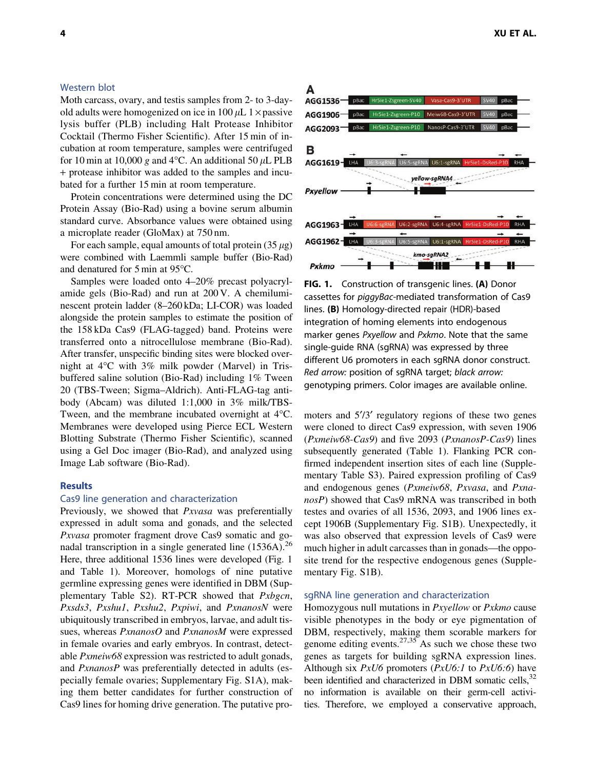### Western blot

Moth carcass, ovary, and testis samples from 2- to 3-day-old adults were homogenized on ice in 100 $\mu$L 1× passive lysis buffer (PLB) including Halt Protease Inhibitor Cocktail (Thermo Fisher Scientific). After 15 min of incubation at room temperature, samples were centrifuged for 10 min at 10,000 *g* and 4°C. An additional 50 $\mu$L PLB + protease inhibitor was added to the samples and incubated for a further 15 min at room temperature.

Protein concentrations were determined using the DC Protein Assay (Bio-Rad) using a bovine serum albumin standard curve. Absorbance values were obtained using a microplate reader (GloMax) at 750 nm.

For each sample, equal amounts of total protein (35 $\mu$g) were combined with Laemmli sample buffer (Bio-Rad) and denatured for 5 min at 95°C.

Samples were loaded onto 4–20% precast polyacrylamide gels (Bio-Rad) and run at 200 V. A chemiluminescent protein ladder (8–260 kDa; LI-COR) was loaded alongside the protein samples to estimate the position of the 158 kDa Cas9 (FLAG-tagged) band. Proteins were transferred onto a nitrocellulose membrane (Bio-Rad). After transfer, unspecific binding sites were blocked overnight at 4°C with 3% milk powder (Marvel) in Tris-buffered saline solution (Bio-Rad) including 1% Tween 20 (TBS-Tween; Sigma–Aldrich). Anti-FLAG-tag antibody (Abcam) was diluted 1:1,000 in 3% milk/TBS-Tween, and the membrane incubated overnight at 4°C. Membranes were developed using Pierce ECL Western Blotting Substrate (Thermo Fisher Scientific), scanned using a Gel Doc imager (Bio-Rad), and analyzed using Image Lab software (Bio-Rad).

## Results

### Cas9 line generation and characterization

Previously, we showed that *Pxvasa* was preferentially expressed in adult soma and gonads, and the selected *Pxvasa* promoter fragment drove Cas9 somatic and gonadal transcription in a single generated line (1536A).[26] Here, three additional 1536 lines were developed (Fig. 1 and Table 1). Moreover, homologs of nine putative germline expressing genes were identified in DBM (Supplementary Table S2). RT-PCR showed that *Pxbgcn*, *Pxsds3*, *Pxshu1*, *Pxshu2*, *Pxpiwi*, and *PxnanosN* were ubiquitously transcribed in embryos, larvae, and adult tissues, whereas *PxnanosO* and *PxnanosM* were expressed in female ovaries and early embryos. In contrast, detectable *Pxmeiw68* expression was restricted to adult gonads, and *PxnanosP* was preferentially detected in adults (especially female ovaries; Supplementary Fig. S1A), making them better candidates for further construction of Cas9 lines for homing drive generation. The putative promoters and 5′/3′ regulatory regions of these two genes were cloned to direct Cas9 expression, with seven 1906 (*Pxmeiw68-Cas9*) and five 2093 (*PxnanosP-Cas9*) lines subsequently generated (Table 1). Flanking PCR confirmed independent insertion sites of each line (Supplementary Table S3). Paired expression profiling of Cas9 and endogenous genes (*Pxmeiw68*, *Pxvasa*, and *PxnanosP*) showed that Cas9 mRNA was transcribed in both testes and ovaries of all 1536, 2093, and 1906 lines except 1906B (Supplementary Fig. S1B). Unexpectedly, it was also observed that expression levels of Cas9 were much higher in adult carcasses than in gonads—the opposite trend for the respective endogenous genes (Supplementary Fig. S1B).

**FIG. 1.** Construction of transgenic lines. **(A)** Donor cassettes for *piggyBac*-mediated transformation of Cas9 lines. **(B)** Homology-directed repair (HDR)-based integration of homing elements into endogenous marker genes *Pxyellow* and *Pxkmo*. Note that the same single-guide RNA (sgRNA) was expressed by three different U6 promoters in each sgRNA donor construct. *Red arrow:* position of sgRNA target; *black arrow:* genotyping primers. Color images are available online.

### sgRNA line generation and characterization

Homozygous null mutations in *Pxyellow* or *Pxkmo* cause visible phenotypes in the body or eye pigmentation of DBM, respectively, making them scorable markers for genome editing events.[27,35] As such we chose these two genes as targets for building sgRNA expression lines. Although six *PxU6* promoters (*PxU6:1* to *PxU6:6*) have been identified and characterized in DBM somatic cells,[32] no information is available on their germ-cell activities. Therefore, we employed a conservative approach,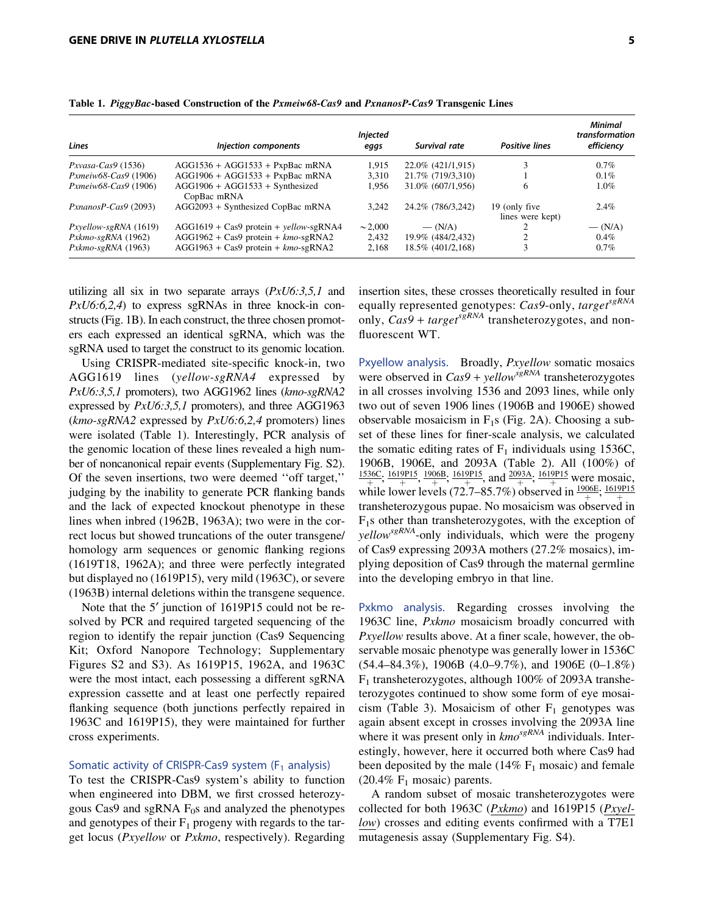**Table 1. *PiggyBac*-based Construction of the *Pxmeiw68-Cas9* and *PxnanosP-Cas9* Transgenic Lines**

| Lines | Injection components | Injected eggs | Survival rate | Positive lines | Minimal transformation efficiency |
|---|---|---|---|---|---|
| *Pxvasa-Cas9* (1536) | AGG1536 + AGG1533 + PxpBac mRNA | 1,915 | 22.0% (421/1,915) | 3 | 0.7% |
| *Pxmeiw68-Cas9* (1906) | AGG1906 + AGG1533 + PxpBac mRNA | 3,310 | 21.7% (719/3,310) | 1 | 0.1% |
| *Pxmeiw68-Cas9* (1906) | AGG1906 + AGG1533 + Synthesized CopBac mRNA | 1,956 | 31.0% (607/1,956) | 6 | 1.0% |
| *PxnanosP-Cas9* (2093) | AGG2093 + Synthesized CopBac mRNA | 3,242 | 24.2% (786/3,242) | 19 (only five lines were kept) | 2.4% |
| *Pxyellow-sgRNA* (1619) | AGG1619 + Cas9 protein + *yellow*-sgRNA4 | ~2,000 | — (N/A) | 2 | — (N/A) |
| *Pxkmo-sgRNA* (1962) | AGG1962 + Cas9 protein + *kmo*-sgRNA2 | 2,432 | 19.9% (484/2,432) | 2 | 0.4% |
| *Pxkmo-sgRNA* (1963) | AGG1963 + Cas9 protein + *kmo*-sgRNA2 | 2,168 | 18.5% (401/2,168) | 3 | 0.7% |

utilizing all six in two separate arrays (*PxU6:3,5,1* and *PxU6:6,2,4*) to express sgRNAs in three knock-in constructs (Fig. 1B). In each construct, the three chosen promoters each expressed an identical sgRNA, which was the sgRNA used to target the construct to its genomic location.

Using CRISPR-mediated site-specific knock-in, two AGG1619 lines (*yellow-sgRNA4* expressed by *PxU6:3,5,1* promoters), two AGG1962 lines (*kmo-sgRNA2* expressed by *PxU6:3,5,1* promoters), and three AGG1963 (*kmo-sgRNA2* expressed by *PxU6:6,2,4* promoters) lines were isolated (Table 1). Interestingly, PCR analysis of the genomic location of these lines revealed a high number of noncanonical repair events (Supplementary Fig. S2). Of the seven insertions, two were deemed ''off target,'' judging by the inability to generate PCR flanking bands and the lack of expected knockout phenotype in these lines when inbred (1962B, 1963A); two were in the correct locus but showed truncations of the outer transgene/homology arm sequences or genomic flanking regions (1619T18, 1962A); and three were perfectly integrated but displayed no (1619P15), very mild (1963C), or severe (1963B) internal deletions within the transgene sequence.

Note that the 5′ junction of 1619P15 could not be resolved by PCR and required targeted sequencing of the region to identify the repair junction (Cas9 Sequencing Kit; Oxford Nanopore Technology; Supplementary Figures S2 and S3). As 1619P15, 1962A, and 1963C were the most intact, each possessing a different sgRNA expression cassette and at least one perfectly repaired flanking sequence (both junctions perfectly repaired in 1963C and 1619P15), they were maintained for further cross experiments.

### Somatic activity of CRISPR-Cas9 system ($F_1$ analysis)

To test the CRISPR-Cas9 system's ability to function when engineered into DBM, we first crossed heterozygous Cas9 and sgRNA $F_0$s and analyzed the phenotypes and genotypes of their $F_1$ progeny with regards to the target locus (*Pxyellow* or *Pxkmo*, respectively). Regarding insertion sites, these crosses theoretically resulted in four equally represented genotypes: *Cas9*-only, $target^{sgRNA}$ only, $Cas9 + target^{sgRNA}$ transheterozygotes, and nonfluorescent WT.

**Pxyellow analysis.** Broadly, *Pxyellow* somatic mosaics were observed in $Cas9 + yellow^{sgRNA}$ transheterozygotes in all crosses involving 1536 and 2093 lines, while only two out of seven 1906 lines (1906B and 1906E) showed observable mosaicism in $F_1$s (Fig. 2A). Choosing a subset of these lines for finer-scale analysis, we calculated the somatic editing rates of $F_1$ individuals using 1536C, 1906B, 1906E, and 2093A (Table 2). All (100%) of $\frac{1536C}{+};\frac{1619P15}{+}$, $\frac{1906B}{+};\frac{1619P15}{+}$, and $\frac{2093A}{+};\frac{1619P15}{+}$ were mosaic, while lower levels (72.7–85.7%) observed in $\frac{1906E}{+};\frac{1619P15}{+}$ transheterozygous pupae. No mosaicism was observed in $F_1$s other than transheterozygotes, with the exception of $yellow^{sgRNA}$-only individuals, which were the progeny of Cas9 expressing 2093A mothers (27.2% mosaics), implying deposition of Cas9 through the maternal germline into the developing embryo in that line.

**Pxkmo analysis.** Regarding crosses involving the 1963C line, *Pxkmo* mosaicism broadly concurred with *Pxyellow* results above. At a finer scale, however, the observable mosaic phenotype was generally lower in 1536C (54.4–84.3%), 1906B (4.0–9.7%), and 1906E (0–1.8%) $F_1$ transheterozygotes, although 100% of 2093A transheterozygotes continued to show some form of eye mosaicism (Table 3). Mosaicism of other $F_1$ genotypes was again absent except in crosses involving the 2093A line where it was present only in $kmo^{sgRNA}$ individuals. Interestingly, however, here it occurred both where Cas9 had been deposited by the male (14% $F_1$ mosaic) and female (20.4% $F_1$ mosaic) parents.

A random subset of mosaic transheterozygotes were collected for both 1963C (Pxkmo) and 1619P15 (Pxyellow) crosses and editing events confirmed with a T7E1 mutagenesis assay (Supplementary Fig. S4).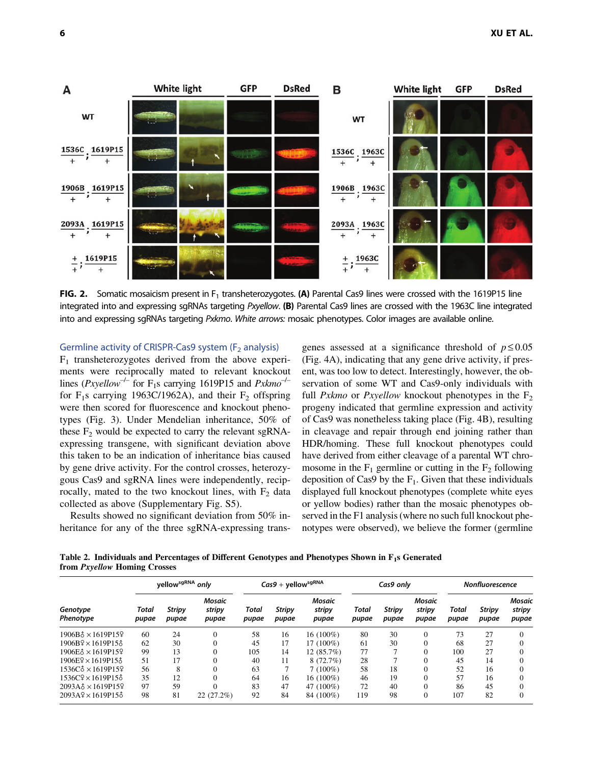**FIG. 2.** Somatic mosaicism present in $F_1$ transheterozygotes. **(A)** Parental Cas9 lines were crossed with the 1619P15 line integrated into and expressing sgRNAs targeting *Pxyellow*. **(B)** Parental Cas9 lines are crossed with the 1963C line integrated into and expressing sgRNAs targeting *Pxkmo*. *White arrows:* mosaic phenotypes. Color images are available online.

### Germline activity of CRISPR-Cas9 system ($F_2$ analysis)

$F_1$ transheterozygotes derived from the above experiments were reciprocally mated to relevant knockout lines (*Pxyellow*$^{-/-}$ for $F_1$s carrying 1619P15 and *Pxkmo*$^{-/-}$ for $F_1$s carrying 1963C/1962A), and their $F_2$ offspring were then scored for fluorescence and knockout phenotypes (Fig. 3). Under Mendelian inheritance, 50% of these $F_2$ would be expected to carry the relevant sgRNA-expressing transgene, with significant deviation above this taken to be an indication of inheritance bias caused by gene drive activity. For the control crosses, heterozygous Cas9 and sgRNA lines were independently, reciprocally, mated to the two knockout lines, with $F_2$ data collected as above (Supplementary Fig. S5).

Results showed no significant deviation from 50% inheritance for any of the three sgRNA-expressing transgenes assessed at a significance threshold of $p \leq 0.05$ (Fig. 4A), indicating that any gene drive activity, if present, was too low to detect. Interestingly, however, the observation of some WT and Cas9-only individuals with full *Pxkmo* or *Pxyellow* knockout phenotypes in the $F_2$ progeny indicated that germline expression and activity of Cas9 was nonetheless taking place (Fig. 4B), resulting in cleavage and repair through end joining rather than HDR/homing. These full knockout phenotypes could have derived from either cleavage of a parental WT chromosome in the $F_1$ germline or cutting in the $F_2$ following deposition of Cas9 by the $F_1$. Given that these individuals displayed full knockout phenotypes (complete white eyes or yellow bodies) rather than the mosaic phenotypes observed in the F1 analysis (where no such full knockout phenotypes were observed), we believe the former (germline

**Table 2. Individuals and Percentages of Different Genotypes and Phenotypes Shown in $F_1$s Generated from *Pxyellow* Homing Crosses**

| Genotype / Phenotype | yellow$^{sgRNA}$ only | | | Cas9 + yellow$^{sgRNA}$ | | | Cas9 only | | | Nonfluorescence | | |
|---|---|---|---|---|---|---|---|---|---|---|---|---|
| | Total pupae | Stripy pupae | Mosaic stripy pupae | Total pupae | Stripy pupae | Mosaic stripy pupae | Total pupae | Stripy pupae | Mosaic stripy pupae | Total pupae | Stripy pupae | Mosaic stripy pupae |
| 1906B♂ × 1619P15♀ | 60 | 24 | 0 | 58 | 16 | 16 (100%) | 80 | 30 | 0 | 73 | 27 | 0 |
| 1906B♀ × 1619P15♂ | 62 | 30 | 0 | 45 | 17 | 17 (100%) | 61 | 30 | 0 | 68 | 27 | 0 |
| 1906E♂ × 1619P15♀ | 99 | 13 | 0 | 105 | 14 | 12 (85.7%) | 77 | 7 | 0 | 100 | 27 | 0 |
| 1906E♀ × 1619P15♂ | 51 | 17 | 0 | 40 | 11 | 8 (72.7%) | 28 | 7 | 0 | 45 | 14 | 0 |
| 1536C♂ × 1619P15♀ | 56 | 8 | 0 | 63 | 7 | 7 (100%) | 58 | 18 | 0 | 52 | 16 | 0 |
| 1536C♀ × 1619P15♂ | 35 | 12 | 0 | 64 | 16 | 16 (100%) | 46 | 19 | 0 | 57 | 16 | 0 |
| 2093A♂ × 1619P15♀ | 97 | 59 | 0 | 83 | 47 | 47 (100%) | 72 | 40 | 0 | 86 | 45 | 0 |
| 2093A♀ × 1619P15♂ | 98 | 81 | 22 (27.2%) | 92 | 84 | 84 (100%) | 119 | 98 | 0 | 107 | 82 | 0 |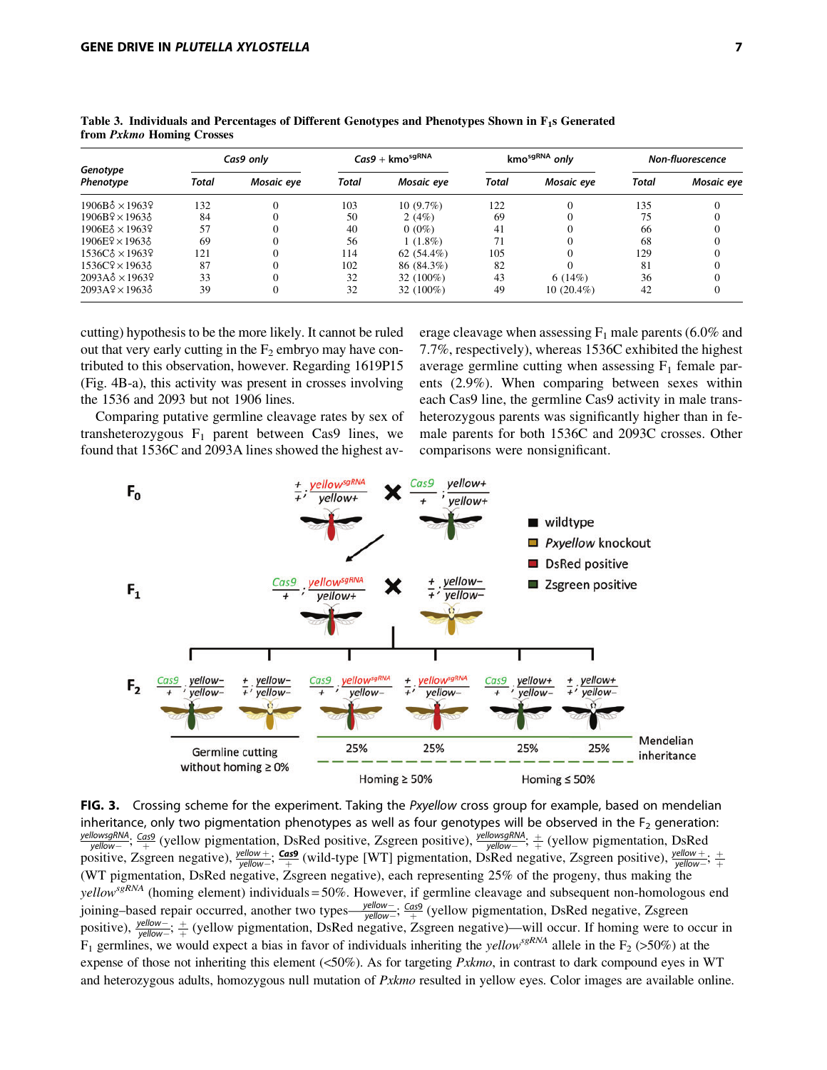**Table 3. Individuals and Percentages of Different Genotypes and Phenotypes Shown in $F_1$s Generated from *Pxkmo* Homing Crosses**

| Genotype Phenotype | *Cas9 only* | | *Cas9 + kmo$^{sgRNA}$* | | *kmo$^{sgRNA}$ only* | | *Non-fluorescence* | |
|---|---|---|---|---|---|---|---|---|
| | *Total* | *Mosaic eye* | *Total* | *Mosaic eye* | *Total* | *Mosaic eye* | *Total* | *Mosaic eye* |
| 1906B♂ × 1963♀ | 132 | 0 | 103 | 10 (9.7%) | 122 | 0 | 135 | 0 |
| 1906B♀ × 1963♂ | 84 | 0 | 50 | 2 (4%) | 69 | 0 | 75 | 0 |
| 1906E♂ × 1963♀ | 57 | 0 | 40 | 0 (0%) | 41 | 0 | 66 | 0 |
| 1906E♀ × 1963♂ | 69 | 0 | 56 | 1 (1.8%) | 71 | 0 | 68 | 0 |
| 1536C♂ × 1963♀ | 121 | 0 | 114 | 62 (54.4%) | 105 | 0 | 129 | 0 |
| 1536C♀ × 1963♂ | 87 | 0 | 102 | 86 (84.3%) | 82 | 0 | 81 | 0 |
| 2093A♂ × 1963♀ | 33 | 0 | 32 | 32 (100%) | 43 | 6 (14%) | 36 | 0 |
| 2093A♀ × 1963♂ | 39 | 0 | 32 | 32 (100%) | 49 | 10 (20.4%) | 42 | 0 |

cutting) hypothesis to be the more likely. It cannot be ruled out that very early cutting in the $F_2$ embryo may have contributed to this observation, however. Regarding 1619P15 (Fig. 4B-a), this activity was present in crosses involving the 1536 and 2093 but not 1906 lines.

Comparing putative germline cleavage rates by sex of transheterozygous $F_1$ parent between Cas9 lines, we found that 1536C and 2093A lines showed the highest average cleavage when assessing $F_1$ male parents (6.0% and 7.7%, respectively), whereas 1536C exhibited the highest average germline cutting when assessing $F_1$ female parents (2.9%). When comparing between sexes within each Cas9 line, the germline Cas9 activity in male transheterozygous parents was significantly higher than in female parents for both 1536C and 2093C crosses. Other comparisons were nonsignificant.

**FIG. 3.** Crossing scheme for the experiment. Taking the *Pxyellow* cross group for example, based on mendelian inheritance, only two pigmentation phenotypes as well as four genotypes will be observed in the $F_2$ generation: $\frac{yellowsgRNA}{yellow-}$; $\frac{Cas9}{+}$ (yellow pigmentation, DsRed positive, Zsgreen positive), $\frac{yellowsgRNA}{yellow-}$; $\frac{+}{+}$ (yellow pigmentation, DsRed positive, Zsgreen negative), $\frac{yellow+}{yellow-}$; $\frac{Cas9}{+}$ (wild-type [WT] pigmentation, DsRed negative, Zsgreen positive), $\frac{yellow+}{yellow-}$; $\frac{+}{+}$ (WT pigmentation, DsRed negative, Zsgreen negative), each representing 25% of the progeny, thus making the $yellow^{sgRNA}$ (homing element) individuals = 50%. However, if germline cleavage and subsequent non-homologous end joining–based repair occurred, another two types—$\frac{yellow-}{yellow-}$; $\frac{Cas9}{+}$ (yellow pigmentation, DsRed negative, Zsgreen positive), $\frac{yellow-}{yellow-}$; $\frac{+}{+}$ (yellow pigmentation, DsRed negative, Zsgreen negative)—will occur. If homing were to occur in $F_1$ germlines, we would expect a bias in favor of individuals inheriting the $yellow^{sgRNA}$ allele in the $F_2$ (>50%) at the expense of those not inheriting this element (<50%). As for targeting *Pxkmo*, in contrast to dark compound eyes in WT and heterozygous adults, homozygous null mutation of *Pxkmo* resulted in yellow eyes. Color images are available online.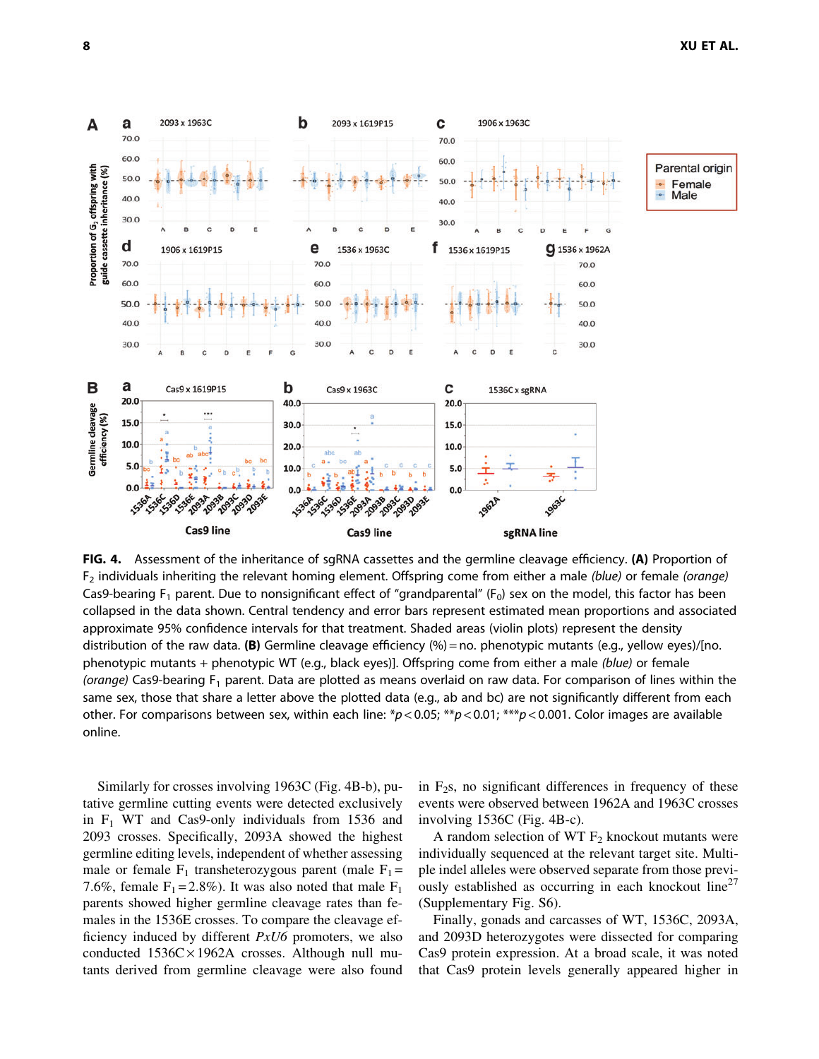**FIG. 4.** Assessment of the inheritance of sgRNA cassettes and the germline cleavage efficiency. **(A)** Proportion of $F_2$ individuals inheriting the relevant homing element. Offspring come from either a male *(blue)* or female *(orange)* Cas9-bearing $F_1$ parent. Due to nonsignificant effect of "grandparental" ($F_0$) sex on the model, this factor has been collapsed in the data shown. Central tendency and error bars represent estimated mean proportions and associated approximate 95% confidence intervals for that treatment. Shaded areas (violin plots) represent the density distribution of the raw data. **(B)** Germline cleavage efficiency (%) = no. phenotypic mutants (e.g., yellow eyes)/[no. phenotypic mutants + phenotypic WT (e.g., black eyes)]. Offspring come from either a male *(blue)* or female *(orange)* Cas9-bearing $F_1$ parent. Data are plotted as means overlaid on raw data. For comparison of lines within the same sex, those that share a letter above the plotted data (e.g., ab and bc) are not significantly different from each other. For comparisons between sex, within each line: \*$p < 0.05$; \*\*$p < 0.01$; \*\*\*$p < 0.001$. Color images are available online.

Similarly for crosses involving 1963C (Fig. 4B-b), putative germline cutting events were detected exclusively in $F_1$ WT and Cas9-only individuals from 1536 and 2093 crosses. Specifically, 2093A showed the highest germline editing levels, independent of whether assessing male or female $F_1$ transheterozygous parent (male $F_1$ = 7.6%, female $F_1$ = 2.8%). It was also noted that male $F_1$ parents showed higher germline cleavage rates than females in the 1536E crosses. To compare the cleavage efficiency induced by different *PxU6* promoters, we also conducted 1536C × 1962A crosses. Although null mutants derived from germline cleavage were also found in $F_2$s, no significant differences in frequency of these events were observed between 1962A and 1963C crosses involving 1536C (Fig. 4B-c).

A random selection of WT $F_2$ knockout mutants were individually sequenced at the relevant target site. Multiple indel alleles were observed separate from those previously established as occurring in each knockout line[27] (Supplementary Fig. S6).

Finally, gonads and carcasses of WT, 1536C, 2093A, and 2093D heterozygotes were dissected for comparing Cas9 protein expression. At a broad scale, it was noted that Cas9 protein levels generally appeared higher in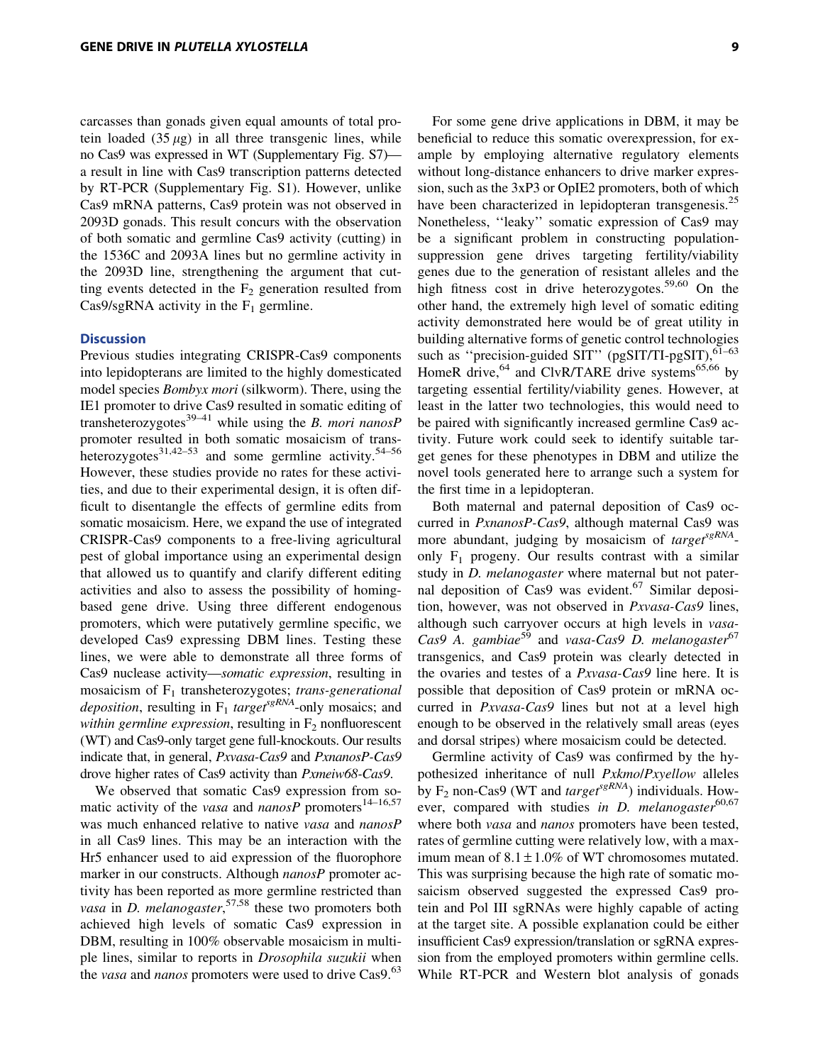carcasses than gonads given equal amounts of total protein loaded (35 $\mu$g) in all three transgenic lines, while no Cas9 was expressed in WT (Supplementary Fig. S7)—a result in line with Cas9 transcription patterns detected by RT-PCR (Supplementary Fig. S1). However, unlike Cas9 mRNA patterns, Cas9 protein was not observed in 2093D gonads. This result concurs with the observation of both somatic and germline Cas9 activity (cutting) in the 1536C and 2093A lines but no germline activity in the 2093D line, strengthening the argument that cutting events detected in the $F_2$ generation resulted from Cas9/sgRNA activity in the $F_1$ germline.

## Discussion

Previous studies integrating CRISPR-Cas9 components into lepidopterans are limited to the highly domesticated model species *Bombyx mori* (silkworm). There, using the IE1 promoter to drive Cas9 resulted in somatic editing of transheterozygotes[39–41] while using the *B. mori nanosP* promoter resulted in both somatic mosaicism of transheterozygotes[31,42–53] and some germline activity.[54–56] However, these studies provide no rates for these activities, and due to their experimental design, it is often difficult to disentangle the effects of germline edits from somatic mosaicism. Here, we expand the use of integrated CRISPR-Cas9 components to a free-living agricultural pest of global importance using an experimental design that allowed us to quantify and clarify different editing activities and also to assess the possibility of homing-based gene drive. Using three different endogenous promoters, which were putatively germline specific, we developed Cas9 expressing DBM lines. Testing these lines, we were able to demonstrate all three forms of Cas9 nuclease activity—*somatic expression*, resulting in mosaicism of $F_1$ transheterozygotes; *trans-generational deposition*, resulting in $F_1$ *target$^{sgRNA}$*-only mosaics; and *within germline expression*, resulting in $F_2$ nonfluorescent (WT) and Cas9-only target gene full-knockouts. Our results indicate that, in general, *Pxvasa-Cas9* and *PxnanosP-Cas9* drove higher rates of Cas9 activity than *Pxmeiw68-Cas9*.

We observed that somatic Cas9 expression from somatic activity of the *vasa* and *nanosP* promoters[14–16,57] was much enhanced relative to native *vasa* and *nanosP* in all Cas9 lines. This may be an interaction with the Hr5 enhancer used to aid expression of the fluorophore marker in our constructs. Although *nanosP* promoter activity has been reported as more germline restricted than *vasa* in *D. melanogaster*,[57,58] these two promoters both achieved high levels of somatic Cas9 expression in DBM, resulting in 100% observable mosaicism in multiple lines, similar to reports in *Drosophila suzukii* when the *vasa* and *nanos* promoters were used to drive Cas9.[63]

For some gene drive applications in DBM, it may be beneficial to reduce this somatic overexpression, for example by employing alternative regulatory elements without long-distance enhancers to drive marker expression, such as the 3xP3 or OpIE2 promoters, both of which have been characterized in lepidopteran transgenesis.[25] Nonetheless, ''leaky'' somatic expression of Cas9 may be a significant problem in constructing population-suppression gene drives targeting fertility/viability genes due to the generation of resistant alleles and the high fitness cost in drive heterozygotes.[59,60] On the other hand, the extremely high level of somatic editing activity demonstrated here would be of great utility in building alternative forms of genetic control technologies such as ''precision-guided SIT'' (pgSIT/TI-pgSIT),[61–63] HomeR drive,[64] and ClvR/TARE drive systems[65,66] by targeting essential fertility/viability genes. However, at least in the latter two technologies, this would need to be paired with significantly increased germline Cas9 activity. Future work could seek to identify suitable target genes for these phenotypes in DBM and utilize the novel tools generated here to arrange such a system for the first time in a lepidopteran.

Both maternal and paternal deposition of Cas9 occurred in *PxnanosP-Cas9*, although maternal Cas9 was more abundant, judging by mosaicism of *target$^{sgRNA}$*-only $F_1$ progeny. Our results contrast with a similar study in *D. melanogaster* where maternal but not paternal deposition of Cas9 was evident.[67] Similar deposition, however, was not observed in *Pxvasa-Cas9* lines, although such carryover occurs at high levels in *vasa-Cas9 A. gambiae*[59] and *vasa-Cas9 D. melanogaster*[67] transgenics, and Cas9 protein was clearly detected in the ovaries and testes of a *Pxvasa-Cas9* line here. It is possible that deposition of Cas9 protein or mRNA occurred in *Pxvasa-Cas9* lines but not at a level high enough to be observed in the relatively small areas (eyes and dorsal stripes) where mosaicism could be detected.

Germline activity of Cas9 was confirmed by the hypothesized inheritance of null *Pxkmo*/*Pxyellow* alleles by $F_2$ non-Cas9 (WT and *target$^{sgRNA}$*) individuals. However, compared with studies *in D. melanogaster*[60,67] where both *vasa* and *nanos* promoters have been tested, rates of germline cutting were relatively low, with a maximum mean of $8.1 \pm 1.0\%$ of WT chromosomes mutated. This was surprising because the high rate of somatic mosaicism observed suggested the expressed Cas9 protein and Pol III sgRNAs were highly capable of acting at the target site. A possible explanation could be either insufficient Cas9 expression/translation or sgRNA expression from the employed promoters within germline cells. While RT-PCR and Western blot analysis of gonads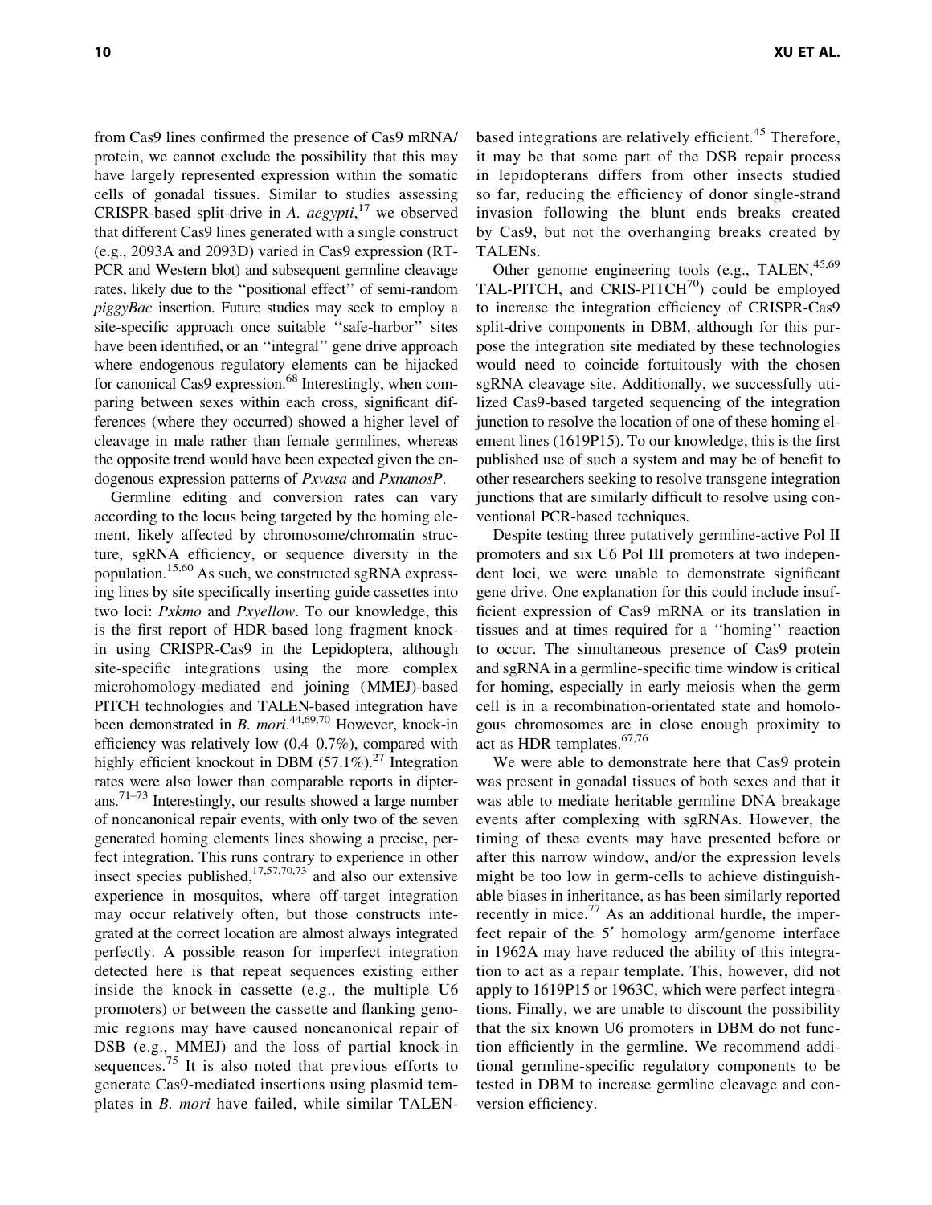from Cas9 lines confirmed the presence of Cas9 mRNA/protein, we cannot exclude the possibility that this may have largely represented expression within the somatic cells of gonadal tissues. Similar to studies assessing CRISPR-based split-drive in *A. aegypti*,[17] we observed that different Cas9 lines generated with a single construct (e.g., 2093A and 2093D) varied in Cas9 expression (RT-PCR and Western blot) and subsequent germline cleavage rates, likely due to the ''positional effect'' of semi-random *piggyBac* insertion. Future studies may seek to employ a site-specific approach once suitable ''safe-harbor'' sites have been identified, or an ''integral'' gene drive approach where endogenous regulatory elements can be hijacked for canonical Cas9 expression.[68] Interestingly, when comparing between sexes within each cross, significant differences (where they occurred) showed a higher level of cleavage in male rather than female germlines, whereas the opposite trend would have been expected given the endogenous expression patterns of *Pxvasa* and *PxnanosP*.

Germline editing and conversion rates can vary according to the locus being targeted by the homing element, likely affected by chromosome/chromatin structure, sgRNA efficiency, or sequence diversity in the population.[15,60] As such, we constructed sgRNA expressing lines by site specifically inserting guide cassettes into two loci: *Pxkmo* and *Pxyellow*. To our knowledge, this is the first report of HDR-based long fragment knock-in using CRISPR-Cas9 in the Lepidoptera, although site-specific integrations using the more complex microhomology-mediated end joining (MMEJ)-based PITCH technologies and TALEN-based integration have been demonstrated in *B. mori*.[44,69,70] However, knock-in efficiency was relatively low (0.4–0.7%), compared with highly efficient knockout in DBM (57.1%).[27] Integration rates were also lower than comparable reports in dipterans.[71–73] Interestingly, our results showed a large number of noncanonical repair events, with only two of the seven generated homing elements lines showing a precise, perfect integration. This runs contrary to experience in other insect species published,[17,57,70,73] and also our extensive experience in mosquitos, where off-target integration may occur relatively often, but those constructs integrated at the correct location are almost always integrated perfectly. A possible reason for imperfect integration detected here is that repeat sequences existing either inside the knock-in cassette (e.g., the multiple U6 promoters) or between the cassette and flanking genomic regions may have caused noncanonical repair of DSB (e.g., MMEJ) and the loss of partial knock-in sequences.[75] It is also noted that previous efforts to generate Cas9-mediated insertions using plasmid templates in *B. mori* have failed, while similar TALEN-based integrations are relatively efficient.[45] Therefore, it may be that some part of the DSB repair process in lepidopterans differs from other insects studied so far, reducing the efficiency of donor single-strand invasion following the blunt ends breaks created by Cas9, but not the overhanging breaks created by TALENs.

Other genome engineering tools (e.g., TALEN,[45,69] TAL-PITCH, and CRIS-PITCH[70]) could be employed to increase the integration efficiency of CRISPR-Cas9 split-drive components in DBM, although for this purpose the integration site mediated by these technologies would need to coincide fortuitously with the chosen sgRNA cleavage site. Additionally, we successfully utilized Cas9-based targeted sequencing of the integration junction to resolve the location of one of these homing element lines (1619P15). To our knowledge, this is the first published use of such a system and may be of benefit to other researchers seeking to resolve transgene integration junctions that are similarly difficult to resolve using conventional PCR-based techniques.

Despite testing three putatively germline-active Pol II promoters and six U6 Pol III promoters at two independent loci, we were unable to demonstrate significant gene drive. One explanation for this could include insufficient expression of Cas9 mRNA or its translation in tissues and at times required for a ''homing'' reaction to occur. The simultaneous presence of Cas9 protein and sgRNA in a germline-specific time window is critical for homing, especially in early meiosis when the germ cell is in a recombination-orientated state and homologous chromosomes are in close enough proximity to act as HDR templates.[67,76]

We were able to demonstrate here that Cas9 protein was present in gonadal tissues of both sexes and that it was able to mediate heritable germline DNA breakage events after complexing with sgRNAs. However, the timing of these events may have presented before or after this narrow window, and/or the expression levels might be too low in germ-cells to achieve distinguishable biases in inheritance, as has been similarly reported recently in mice.[77] As an additional hurdle, the imperfect repair of the 5′ homology arm/genome interface in 1962A may have reduced the ability of this integration to act as a repair template. This, however, did not apply to 1619P15 or 1963C, which were perfect integrations. Finally, we are unable to discount the possibility that the six known U6 promoters in DBM do not function efficiently in the germline. We recommend additional germline-specific regulatory components to be tested in DBM to increase germline cleavage and conversion efficiency.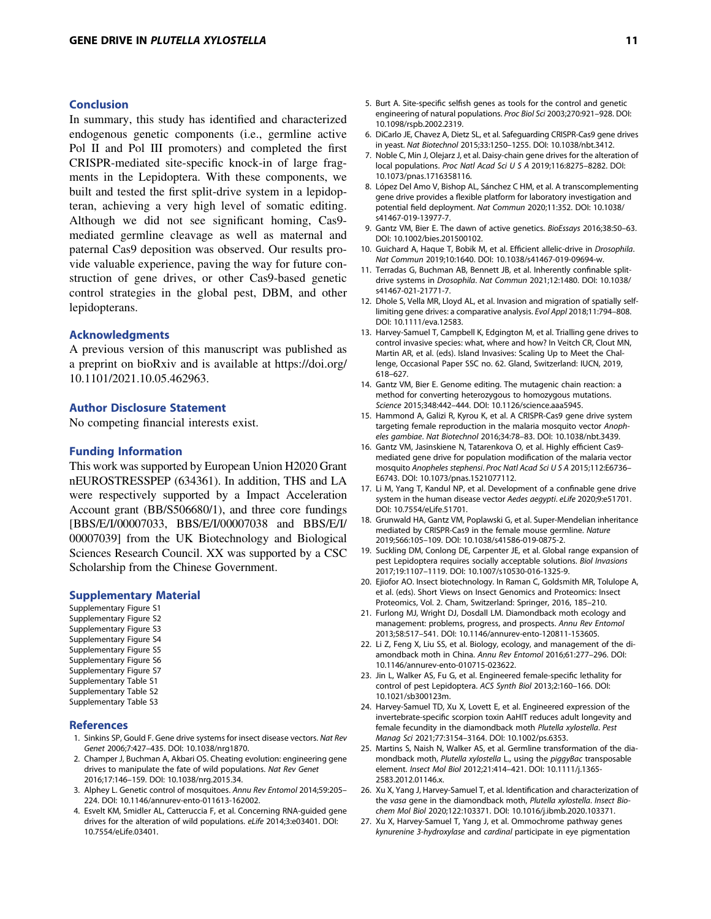## Conclusion

In summary, this study has identified and characterized endogenous genetic components (i.e., germline active Pol II and Pol III promoters) and completed the first CRISPR-mediated site-specific knock-in of large fragments in the Lepidoptera. With these components, we built and tested the first split-drive system in a lepidopteran, achieving a very high level of somatic editing. Although we did not see significant homing, Cas9-mediated germline cleavage as well as maternal and paternal Cas9 deposition was observed. Our results provide valuable experience, paving the way for future construction of gene drives, or other Cas9-based genetic control strategies in the global pest, DBM, and other lepidopterans.

## Acknowledgments

A previous version of this manuscript was published as a preprint on bioRxiv and is available at https://doi.org/10.1101/2021.10.05.462963.

## Author Disclosure Statement

No competing financial interests exist.

## Funding Information

This work was supported by European Union H2020 Grant nEUROSTRESSPEP (634361). In addition, THS and LA were respectively supported by a Impact Acceleration Account grant (BB/S506680/1), and three core fundings [BBS/E/I/00007033, BBS/E/I/00007038 and BBS/E/I/00007039] from the UK Biotechnology and Biological Sciences Research Council. XX was supported by a CSC Scholarship from the Chinese Government.

## Supplementary Material

Supplementary Figure S1
Supplementary Figure S2
Supplementary Figure S3
Supplementary Figure S4
Supplementary Figure S5
Supplementary Figure S6
Supplementary Figure S7
Supplementary Table S1
Supplementary Table S2
Supplementary Table S3

## References

1. Sinkins SP, Gould F. Gene drive systems for insect disease vectors. *Nat Rev Genet* 2006;7:427–435. DOI: 10.1038/nrg1870.
2. Champer J, Buchman A, Akbari OS. Cheating evolution: engineering gene drives to manipulate the fate of wild populations. *Nat Rev Genet* 2016;17:146–159. DOI: 10.1038/nrg.2015.34.
3. Alphey L. Genetic control of mosquitoes. *Annu Rev Entomol* 2014;59:205–224. DOI: 10.1146/annurev-ento-011613-162002.
4. Esvelt KM, Smidler AL, Catteruccia F, et al. Concerning RNA-guided gene drives for the alteration of wild populations. *eLife* 2014;3:e03401. DOI: 10.7554/eLife.03401.
5. Burt A. Site-specific selfish genes as tools for the control and genetic engineering of natural populations. *Proc Biol Sci* 2003;270:921–928. DOI: 10.1098/rspb.2002.2319.
6. DiCarlo JE, Chavez A, Dietz SL, et al. Safeguarding CRISPR-Cas9 gene drives in yeast. *Nat Biotechnol* 2015;33:1250–1255. DOI: 10.1038/nbt.3412.
7. Noble C, Min J, Olejarz J, et al. Daisy-chain gene drives for the alteration of local populations. *Proc Natl Acad Sci U S A* 2019;116:8275–8282. DOI: 10.1073/pnas.1716358116.
8. López Del Amo V, Bishop AL, Sánchez C HM, et al. A transcomplementing gene drive provides a flexible platform for laboratory investigation and potential field deployment. *Nat Commun* 2020;11:352. DOI: 10.1038/s41467-019-13977-7.
9. Gantz VM, Bier E. The dawn of active genetics. *BioEssays* 2016;38:50–63. DOI: 10.1002/bies.201500102.
10. Guichard A, Haque T, Bobik M, et al. Efficient allelic-drive in *Drosophila*. *Nat Commun* 2019;10:1640. DOI: 10.1038/s41467-019-09694-w.
11. Terradas G, Buchman AB, Bennett JB, et al. Inherently confinable split-drive systems in *Drosophila*. *Nat Commun* 2021;12:1480. DOI: 10.1038/s41467-021-21771-7.
12. Dhole S, Vella MR, Lloyd AL, et al. Invasion and migration of spatially self-limiting gene drives: a comparative analysis. *Evol Appl* 2018;11:794–808. DOI: 10.1111/eva.12583.
13. Harvey-Samuel T, Campbell K, Edgington M, et al. Trialling gene drives to control invasive species: what, where and how? In Veitch CR, Clout MN, Martin AR, et al. (eds). Island Invasives: Scaling Up to Meet the Challenge, Occasional Paper SSC no. 62. Gland, Switzerland: IUCN, 2019, 618–627.
14. Gantz VM, Bier E. Genome editing. The mutagenic chain reaction: a method for converting heterozygous to homozygous mutations. *Science* 2015;348:442–444. DOI: 10.1126/science.aaa5945.
15. Hammond A, Galizi R, Kyrou K, et al. A CRISPR-Cas9 gene drive system targeting female reproduction in the malaria mosquito vector *Anopheles gambiae*. *Nat Biotechnol* 2016;34:78–83. DOI: 10.1038/nbt.3439.
16. Gantz VM, Jasinskiene N, Tatarenkova O, et al. Highly efficient Cas9-mediated gene drive for population modification of the malaria vector mosquito *Anopheles stephensi*. *Proc Natl Acad Sci U S A* 2015;112:E6736–E6743. DOI: 10.1073/pnas.1521077112.
17. Li M, Yang T, Kandul NP, et al. Development of a confinable gene drive system in the human disease vector *Aedes aegypti*. *eLife* 2020;9:e51701. DOI: 10.7554/eLife.51701.
18. Grunwald HA, Gantz VM, Poplawski G, et al. Super-Mendelian inheritance mediated by CRISPR-Cas9 in the female mouse germline. *Nature* 2019;566:105–109. DOI: 10.1038/s41586-019-0875-2.
19. Suckling DM, Conlong DE, Carpenter JE, et al. Global range expansion of pest Lepidoptera requires socially acceptable solutions. *Biol Invasions* 2017;19:1107–1119. DOI: 10.1007/s10530-016-1325-9.
20. Ejiofor AO. Insect biotechnology. In Raman C, Goldsmith MR, Tolulope A, et al. (eds). Short Views on Insect Genomics and Proteomics: Insect Proteomics, Vol. 2. Cham, Switzerland: Springer, 2016, 185–210.
21. Furlong MJ, Wright DJ, Dosdall LM. Diamondback moth ecology and management: problems, progress, and prospects. *Annu Rev Entomol* 2013;58:517–541. DOI: 10.1146/annurev-ento-120811-153605.
22. Li Z, Feng X, Liu SS, et al. Biology, ecology, and management of the diamondback moth in China. *Annu Rev Entomol* 2016;61:277–296. DOI: 10.1146/annurev-ento-010715-023622.
23. Jin L, Walker AS, Fu G, et al. Engineered female-specific lethality for control of pest Lepidoptera. *ACS Synth Biol* 2013;2:160–166. DOI: 10.1021/sb300123m.
24. Harvey-Samuel TD, Xu X, Lovett E, et al. Engineered expression of the invertebrate-specific scorpion toxin AaHIT reduces adult longevity and female fecundity in the diamondback moth *Plutella xylostella*. *Pest Manag Sci* 2021;77:3154–3164. DOI: 10.1002/ps.6353.
25. Martins S, Naish N, Walker AS, et al. Germline transformation of the diamondback moth, *Plutella xylostella* L., using the *piggyBac* transposable element. *Insect Mol Biol* 2012;21:414–421. DOI: 10.1111/j.1365-2583.2012.01146.x.
26. Xu X, Yang J, Harvey-Samuel T, et al. Identification and characterization of the *vasa* gene in the diamondback moth, *Plutella xylostella*. *Insect Biochem Mol Biol* 2020;122:103371. DOI: 10.1016/j.ibmb.2020.103371.
27. Xu X, Harvey-Samuel T, Yang J, et al. Ommochrome pathway genes *kynurenine 3-hydroxylase* and *cardinal* participate in eye pigmentation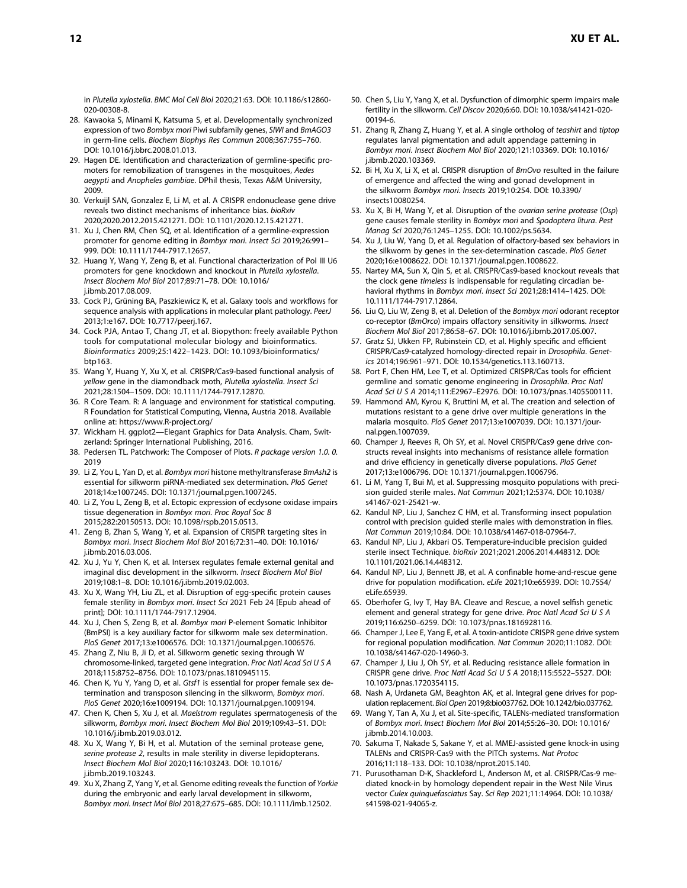in *Plutella xylostella*. *BMC Mol Cell Biol* 2020;21:63. DOI: 10.1186/s12860-020-00308-8.

28. Kawaoka S, Minami K, Katsuma S, et al. Developmentally synchronized expression of two *Bombyx mori* Piwi subfamily genes, *SIWI* and *BmAGO3* in germ-line cells. *Biochem Biophys Res Commun* 2008;367:755–760. DOI: 10.1016/j.bbrc.2008.01.013.
29. Hagen DE. Identification and characterization of germline-specific promoters for remobilization of transgenes in the mosquitoes, *Aedes aegypti* and *Anopheles gambiae*. DPhil thesis, Texas A&M University, 2009.
30. Verkuijl SAN, Gonzalez E, Li M, et al. A CRISPR endonuclease gene drive reveals two distinct mechanisms of inheritance bias. *bioRxiv* 2020;2020.2012.2015.421271. DOI: 10.1101/2020.12.15.421271.
31. Xu J, Chen RM, Chen SQ, et al. Identification of a germline-expression promoter for genome editing in *Bombyx mori*. *Insect Sci* 2019;26:991–999. DOI: 10.1111/1744-7917.12657.
32. Huang Y, Wang Y, Zeng B, et al. Functional characterization of Pol III U6 promoters for gene knockdown and knockout in *Plutella xylostella*. *Insect Biochem Mol Biol* 2017;89:71–78. DOI: 10.1016/j.ibmb.2017.08.009.
33. Cock PJ, Grüning BA, Paszkiewicz K, et al. Galaxy tools and workflows for sequence analysis with applications in molecular plant pathology. *PeerJ* 2013;1:e167. DOI: 10.7717/peerj.167.
34. Cock PJA, Antao T, Chang JT, et al. Biopython: freely available Python tools for computational molecular biology and bioinformatics. *Bioinformatics* 2009;25:1422–1423. DOI: 10.1093/bioinformatics/btp163.
35. Wang Y, Huang Y, Xu X, et al. CRISPR/Cas9-based functional analysis of *yellow* gene in the diamondback moth, *Plutella xylostella*. *Insect Sci* 2021;28:1504–1509. DOI: 10.1111/1744-7917.12870.
36. R Core Team. R: A language and environment for statistical computing. R Foundation for Statistical Computing, Vienna, Austria 2018. Available online at: https://www.R-project.org/
37. Wickham H. ggplot2—Elegant Graphics for Data Analysis. Cham, Switzerland: Springer International Publishing, 2016.
38. Pedersen TL. Patchwork: The Composer of Plots. *R package version 1.0. 0.* 2019
39. Li Z, You L, Yan D, et al. *Bombyx mori* histone methyltransferase *BmAsh2* is essential for silkworm piRNA-mediated sex determination. *PloS Genet* 2018;14:e1007245. DOI: 10.1371/journal.pgen.1007245.
40. Li Z, You L, Zeng B, et al. Ectopic expression of ecdysone oxidase impairs tissue degeneration in *Bombyx mori*. *Proc Royal Soc B* 2015;282:20150513. DOI: 10.1098/rspb.2015.0513.
41. Zeng B, Zhan S, Wang Y, et al. Expansion of CRISPR targeting sites in *Bombyx mori*. *Insect Biochem Mol Biol* 2016;72:31–40. DOI: 10.1016/j.ibmb.2016.03.006.
42. Xu J, Yu Y, Chen K, et al. Intersex regulates female external genital and imaginal disc development in the silkworm. *Insect Biochem Mol Biol* 2019;108:1–8. DOI: 10.1016/j.ibmb.2019.02.003.
43. Xu X, Wang YH, Liu ZL, et al. Disruption of egg-specific protein causes female sterility in *Bombyx mori*. *Insect Sci* 2021 Feb 24 [Epub ahead of print]; DOI: 10.1111/1744-7917.12904.
44. Xu J, Chen S, Zeng B, et al. *Bombyx mori* P-element Somatic Inhibitor (BmPSI) is a key auxiliary factor for silkworm male sex determination. *PloS Genet* 2017;13:e1006576. DOI: 10.1371/journal.pgen.1006576.
45. Zhang Z, Niu B, Ji D, et al. Silkworm genetic sexing through W chromosome-linked, targeted gene integration. *Proc Natl Acad Sci U S A* 2018;115:8752–8756. DOI: 10.1073/pnas.1810945115.
46. Chen K, Yu Y, Yang D, et al. *Gtsf1* is essential for proper female sex determination and transposon silencing in the silkworm, *Bombyx mori*. *PloS Genet* 2020;16:e1009194. DOI: 10.1371/journal.pgen.1009194.
47. Chen K, Chen S, Xu J, et al. *Maelstrom* regulates spermatogenesis of the silkworm, *Bombyx mori*. *Insect Biochem Mol Biol* 2019;109:43–51. DOI: 10.1016/j.ibmb.2019.03.012.
48. Xu X, Wang Y, Bi H, et al. Mutation of the seminal protease gene, *serine protease 2*, results in male sterility in diverse lepidopterans. *Insect Biochem Mol Biol* 2020;116:103243. DOI: 10.1016/j.ibmb.2019.103243.
49. Xu X, Zhang Z, Yang Y, et al. Genome editing reveals the function of *Yorkie* during the embryonic and early larval development in silkworm, *Bombyx mori*. *Insect Mol Biol* 2018;27:675–685. DOI: 10.1111/imb.12502.
50. Chen S, Liu Y, Yang X, et al. Dysfunction of dimorphic sperm impairs male fertility in the silkworm. *Cell Discov* 2020;6:60. DOI: 10.1038/s41421-020-00194-6.
51. Zhang R, Zhang Z, Huang Y, et al. A single ortholog of *teashirt* and *tiptop* regulates larval pigmentation and adult appendage patterning in *Bombyx mori*. *Insect Biochem Mol Biol* 2020;121:103369. DOI: 10.1016/j.ibmb.2020.103369.
52. Bi H, Xu X, Li X, et al. CRISPR disruption of *BmOvo* resulted in the failure of emergence and affected the wing and gonad development in the silkworm *Bombyx mori*. *Insects* 2019;10:254. DOI: 10.3390/insects10080254.
53. Xu X, Bi H, Wang Y, et al. Disruption of the *ovarian serine protease* (*Osp*) gene causes female sterility in *Bombyx mori* and *Spodoptera litura*. *Pest Manag Sci* 2020;76:1245–1255. DOI: 10.1002/ps.5634.
54. Xu J, Liu W, Yang D, et al. Regulation of olfactory-based sex behaviors in the silkworm by genes in the sex-determination cascade. *PloS Genet* 2020;16:e1008622. DOI: 10.1371/journal.pgen.1008622.
55. Nartey MA, Sun X, Qin S, et al. CRISPR/Cas9-based knockout reveals that the clock gene *timeless* is indispensable for regulating circadian behavioral rhythms in *Bombyx mori*. *Insect Sci* 2021;28:1414–1425. DOI: 10.1111/1744-7917.12864.
56. Liu Q, Liu W, Zeng B, et al. Deletion of the *Bombyx mori* odorant receptor co-receptor (*BmOrco*) impairs olfactory sensitivity in silkworms. *Insect Biochem Mol Biol* 2017;86:58–67. DOI: 10.1016/j.ibmb.2017.05.007.
57. Gratz SJ, Ukken FP, Rubinstein CD, et al. Highly specific and efficient CRISPR/Cas9-catalyzed homology-directed repair in *Drosophila*. *Genetics* 2014;196:961–971. DOI: 10.1534/genetics.113.160713.
58. Port F, Chen HM, Lee T, et al. Optimized CRISPR/Cas tools for efficient germline and somatic genome engineering in *Drosophila*. *Proc Natl Acad Sci U S A* 2014;111:E2967–E2976. DOI: 10.1073/pnas.1405500111.
59. Hammond AM, Kyrou K, Bruttini M, et al. The creation and selection of mutations resistant to a gene drive over multiple generations in the malaria mosquito. *PloS Genet* 2017;13:e1007039. DOI: 10.1371/journal.pgen.1007039.
60. Champer J, Reeves R, Oh SY, et al. Novel CRISPR/Cas9 gene drive constructs reveal insights into mechanisms of resistance allele formation and drive efficiency in genetically diverse populations. *PloS Genet* 2017;13:e1006796. DOI: 10.1371/journal.pgen.1006796.
61. Li M, Yang T, Bui M, et al. Suppressing mosquito populations with precision guided sterile males. *Nat Commun* 2021;12:5374. DOI: 10.1038/s41467-021-25421-w.
62. Kandul NP, Liu J, Sanchez C HM, et al. Transforming insect population control with precision guided sterile males with demonstration in flies. *Nat Commun* 2019;10:84. DOI: 10.1038/s41467-018-07964-7.
63. Kandul NP, Liu J, Akbari OS. Temperature-inducible precision guided sterile insect Technique. *bioRxiv* 2021;2021.2006.2014.448312. DOI: 10.1101/2021.06.14.448312.
64. Kandul NP, Liu J, Bennett JB, et al. A confinable home-and-rescue gene drive for population modification. *eLife* 2021;10:e65939. DOI: 10.7554/eLife.65939.
65. Oberhofer G, Ivy T, Hay BA. Cleave and Rescue, a novel selfish genetic element and general strategy for gene drive. *Proc Natl Acad Sci U S A* 2019;116:6250–6259. DOI: 10.1073/pnas.1816928116.
66. Champer J, Lee E, Yang E, et al. A toxin-antidote CRISPR gene drive system for regional population modification. *Nat Commun* 2020;11:1082. DOI: 10.1038/s41467-020-14960-3.
67. Champer J, Liu J, Oh SY, et al. Reducing resistance allele formation in CRISPR gene drive. *Proc Natl Acad Sci U S A* 2018;115:5522–5527. DOI: 10.1073/pnas.1720354115.
68. Nash A, Urdaneta GM, Beaghton AK, et al. Integral gene drives for population replacement. *Biol Open* 2019;8:bio037762. DOI: 10.1242/bio.037762.
69. Wang Y, Tan A, Xu J, et al. Site-specific, TALENs-mediated transformation of *Bombyx mori*. *Insect Biochem Mol Biol* 2014;55:26–30. DOI: 10.1016/j.ibmb.2014.10.003.
70. Sakuma T, Nakade S, Sakane Y, et al. MMEJ-assisted gene knock-in using TALENs and CRISPR-Cas9 with the PITCh systems. *Nat Protoc* 2016;11:118–133. DOI: 10.1038/nprot.2015.140.
71. Purusothaman D-K, Shackleford L, Anderson M, et al. CRISPR/Cas-9 mediated knock-in by homology dependent repair in the West Nile Virus vector *Culex quinquefasciatus* Say. *Sci Rep* 2021;11:14964. DOI: 10.1038/s41598-021-94065-z.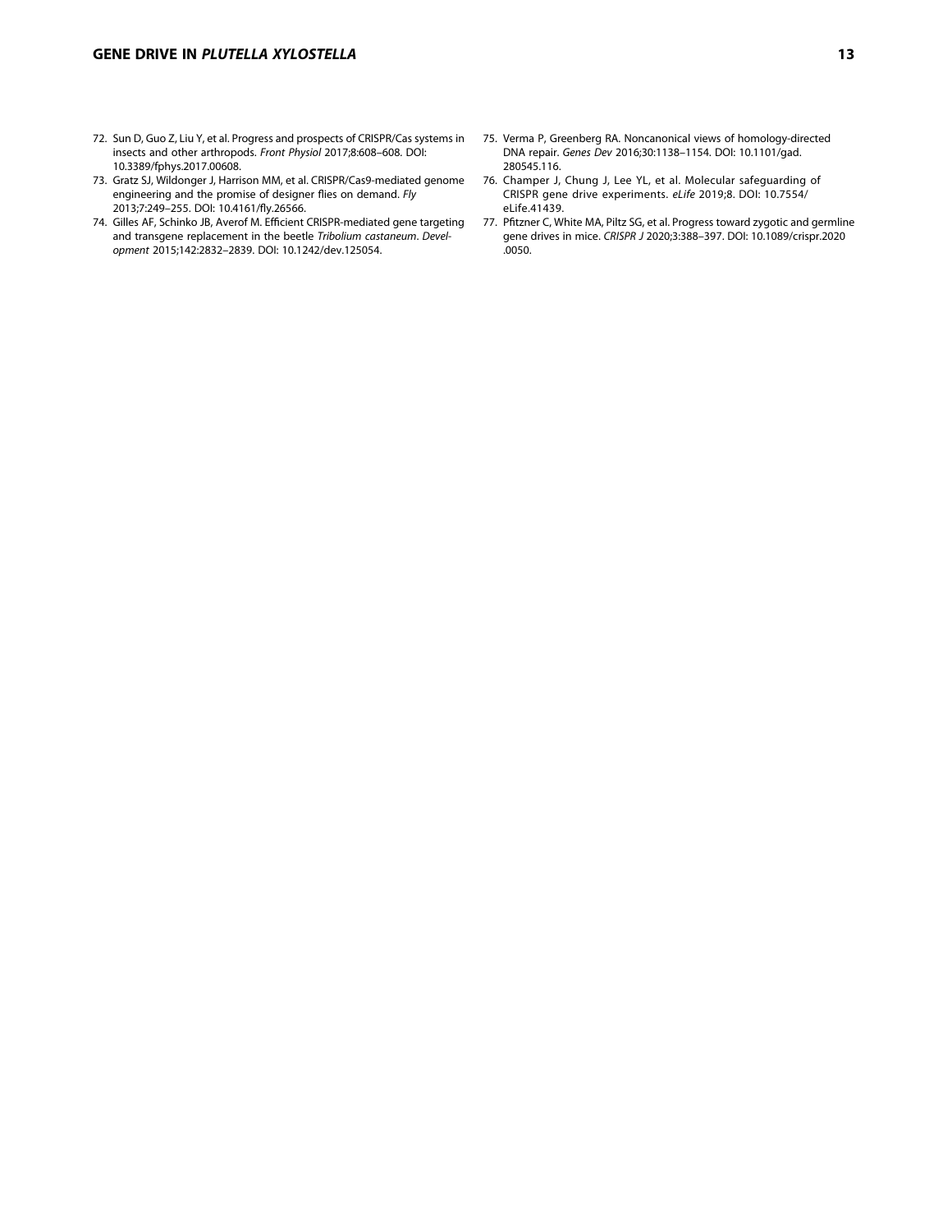72. Sun D, Guo Z, Liu Y, et al. Progress and prospects of CRISPR/Cas systems in insects and other arthropods. *Front Physiol* 2017;8:608–608. DOI: 10.3389/fphys.2017.00608.
73. Gratz SJ, Wildonger J, Harrison MM, et al. CRISPR/Cas9-mediated genome engineering and the promise of designer flies on demand. *Fly* 2013;7:249–255. DOI: 10.4161/fly.26566.
74. Gilles AF, Schinko JB, Averof M. Efficient CRISPR-mediated gene targeting and transgene replacement in the beetle *Tribolium castaneum*. *Development* 2015;142:2832–2839. DOI: 10.1242/dev.125054.
75. Verma P, Greenberg RA. Noncanonical views of homology-directed DNA repair. *Genes Dev* 2016;30:1138–1154. DOI: 10.1101/gad.280545.116.
76. Champer J, Chung J, Lee YL, et al. Molecular safeguarding of CRISPR gene drive experiments. *eLife* 2019;8. DOI: 10.7554/eLife.41439.
77. Pfitzner C, White MA, Piltz SG, et al. Progress toward zygotic and germline gene drives in mice. *CRISPR J* 2020;3:388–397. DOI: 10.1089/crispr.2020.0050.